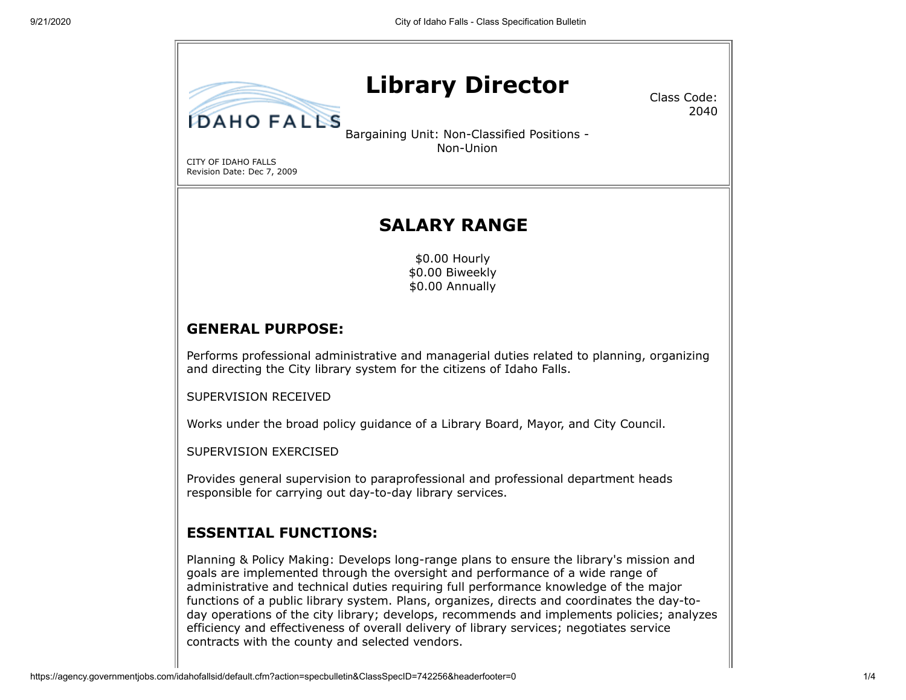# Library Director

IDAHO FALLS

Class Code: 2040

Bargaining Unit: Non-Classified Positions - Non-Union

CITY OF IDAHO FALLS
Revision Date: Dec 7, 2009

## SALARY RANGE

$0.00 Hourly
$0.00 Biweekly
$0.00 Annually

## GENERAL PURPOSE:

Performs professional administrative and managerial duties related to planning, organizing and directing the City library system for the citizens of Idaho Falls.

SUPERVISION RECEIVED

Works under the broad policy guidance of a Library Board, Mayor, and City Council.

SUPERVISION EXERCISED

Provides general supervision to paraprofessional and professional department heads responsible for carrying out day-to-day library services.

## ESSENTIAL FUNCTIONS:

Planning & Policy Making: Develops long-range plans to ensure the library's mission and goals are implemented through the oversight and performance of a wide range of administrative and technical duties requiring full performance knowledge of the major functions of a public library system. Plans, organizes, directs and coordinates the day-to-day operations of the city library; develops, recommends and implements policies; analyzes efficiency and effectiveness of overall delivery of library services; negotiates service contracts with the county and selected vendors.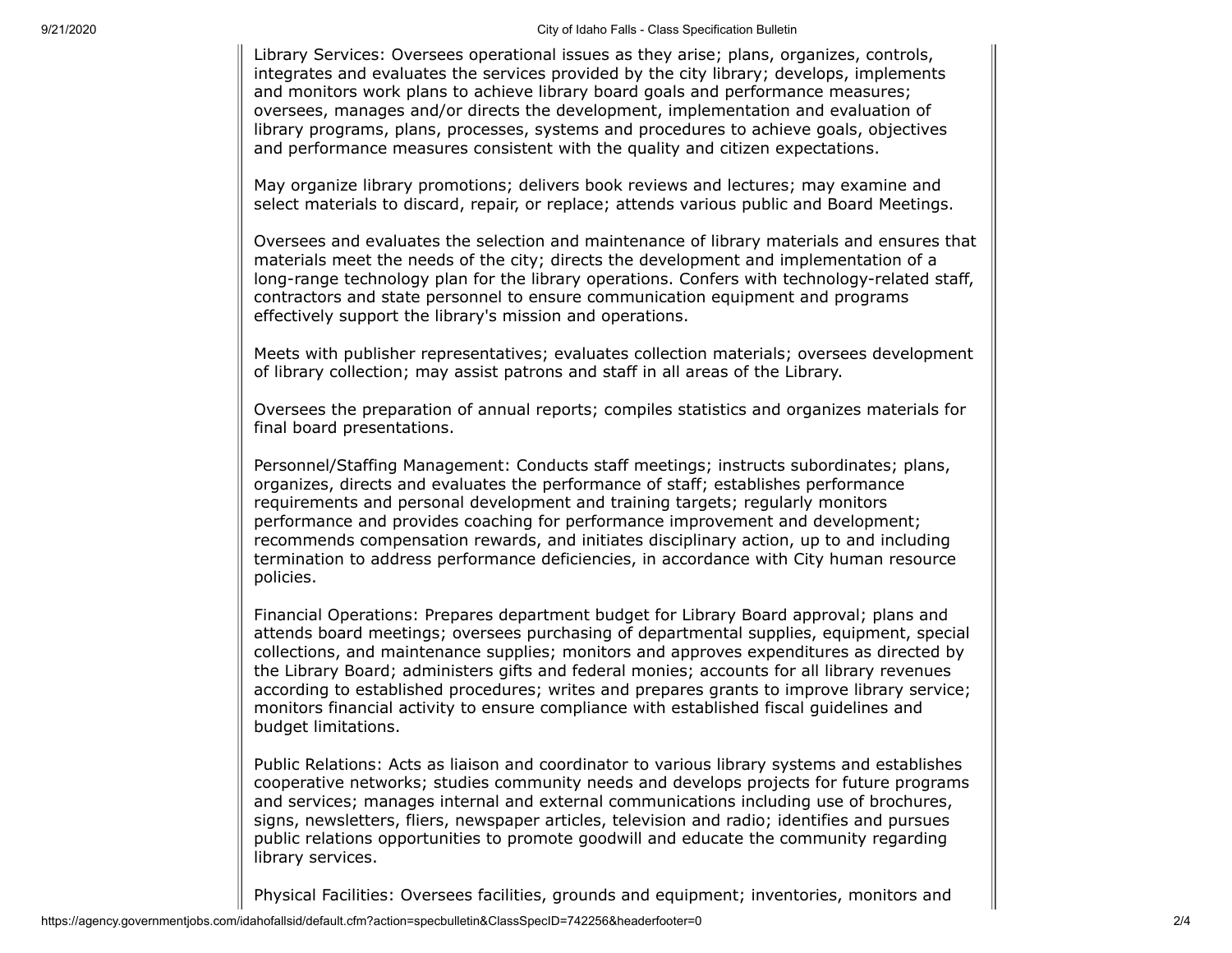Library Services: Oversees operational issues as they arise; plans, organizes, controls, integrates and evaluates the services provided by the city library; develops, implements and monitors work plans to achieve library board goals and performance measures; oversees, manages and/or directs the development, implementation and evaluation of library programs, plans, processes, systems and procedures to achieve goals, objectives and performance measures consistent with the quality and citizen expectations.

May organize library promotions; delivers book reviews and lectures; may examine and select materials to discard, repair, or replace; attends various public and Board Meetings.

Oversees and evaluates the selection and maintenance of library materials and ensures that materials meet the needs of the city; directs the development and implementation of a long-range technology plan for the library operations. Confers with technology-related staff, contractors and state personnel to ensure communication equipment and programs effectively support the library's mission and operations.

Meets with publisher representatives; evaluates collection materials; oversees development of library collection; may assist patrons and staff in all areas of the Library.

Oversees the preparation of annual reports; compiles statistics and organizes materials for final board presentations.

Personnel/Staffing Management: Conducts staff meetings; instructs subordinates; plans, organizes, directs and evaluates the performance of staff; establishes performance requirements and personal development and training targets; regularly monitors performance and provides coaching for performance improvement and development; recommends compensation rewards, and initiates disciplinary action, up to and including termination to address performance deficiencies, in accordance with City human resource policies.

Financial Operations: Prepares department budget for Library Board approval; plans and attends board meetings; oversees purchasing of departmental supplies, equipment, special collections, and maintenance supplies; monitors and approves expenditures as directed by the Library Board; administers gifts and federal monies; accounts for all library revenues according to established procedures; writes and prepares grants to improve library service; monitors financial activity to ensure compliance with established fiscal guidelines and budget limitations.

Public Relations: Acts as liaison and coordinator to various library systems and establishes cooperative networks; studies community needs and develops projects for future programs and services; manages internal and external communications including use of brochures, signs, newsletters, fliers, newspaper articles, television and radio; identifies and pursues public relations opportunities to promote goodwill and educate the community regarding library services.

Physical Facilities: Oversees facilities, grounds and equipment; inventories, monitors and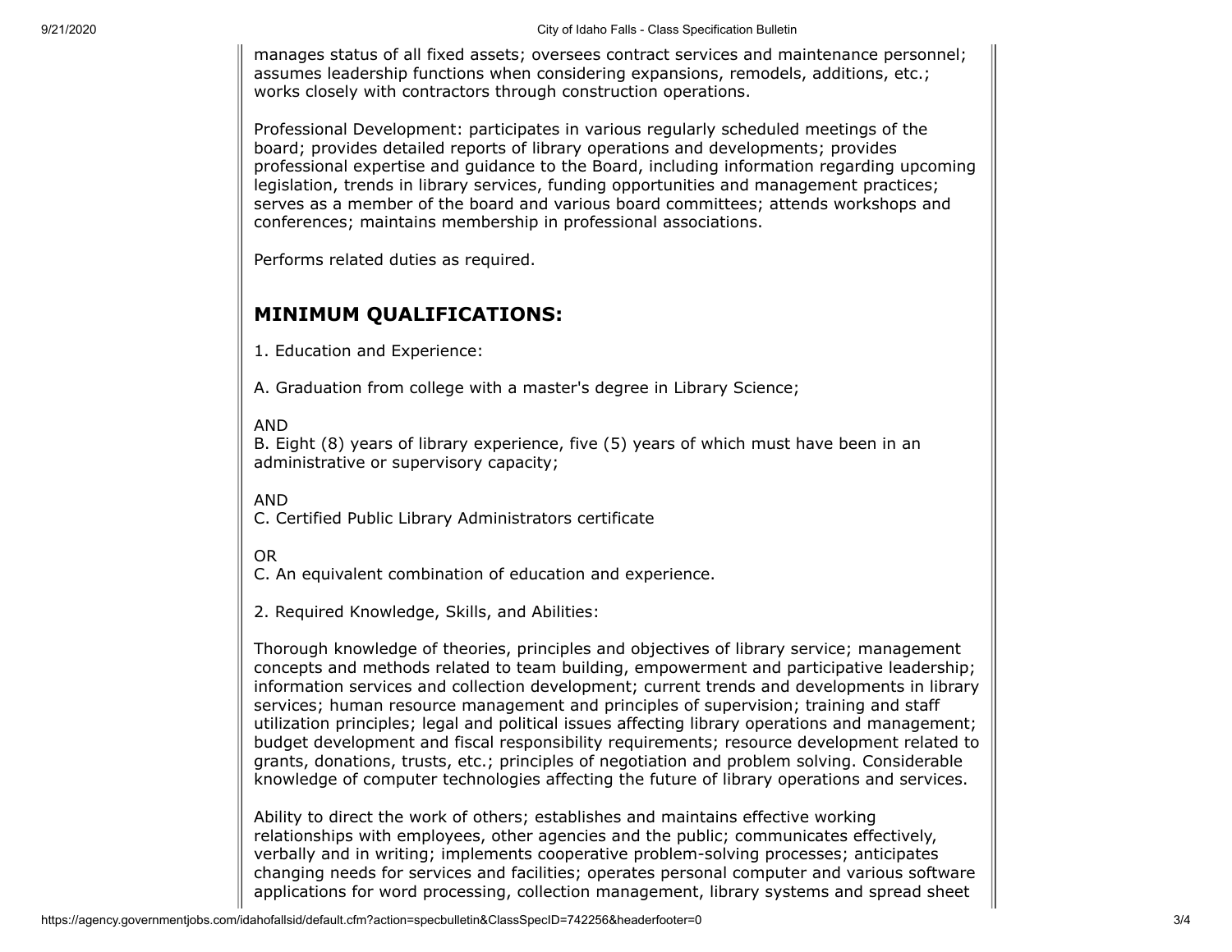manages status of all fixed assets; oversees contract services and maintenance personnel; assumes leadership functions when considering expansions, remodels, additions, etc.; works closely with contractors through construction operations.

Professional Development: participates in various regularly scheduled meetings of the board; provides detailed reports of library operations and developments; provides professional expertise and guidance to the Board, including information regarding upcoming legislation, trends in library services, funding opportunities and management practices; serves as a member of the board and various board committees; attends workshops and conferences; maintains membership in professional associations.

Performs related duties as required.

## MINIMUM QUALIFICATIONS:

1. Education and Experience:

A. Graduation from college with a master's degree in Library Science;

AND
B. Eight (8) years of library experience, five (5) years of which must have been in an administrative or supervisory capacity;

AND
C. Certified Public Library Administrators certificate

OR
C. An equivalent combination of education and experience.

2. Required Knowledge, Skills, and Abilities:

Thorough knowledge of theories, principles and objectives of library service; management concepts and methods related to team building, empowerment and participative leadership; information services and collection development; current trends and developments in library services; human resource management and principles of supervision; training and staff utilization principles; legal and political issues affecting library operations and management; budget development and fiscal responsibility requirements; resource development related to grants, donations, trusts, etc.; principles of negotiation and problem solving. Considerable knowledge of computer technologies affecting the future of library operations and services.

Ability to direct the work of others; establishes and maintains effective working relationships with employees, other agencies and the public; communicates effectively, verbally and in writing; implements cooperative problem-solving processes; anticipates changing needs for services and facilities; operates personal computer and various software applications for word processing, collection management, library systems and spread sheet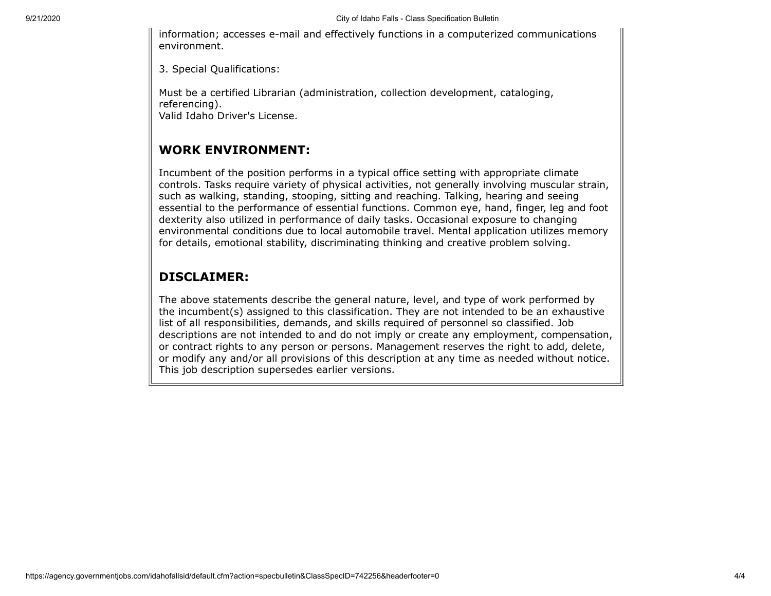information; accesses e-mail and effectively functions in a computerized communications environment.

3. Special Qualifications:

Must be a certified Librarian (administration, collection development, cataloging, referencing).
Valid Idaho Driver's License.

## WORK ENVIRONMENT:

Incumbent of the position performs in a typical office setting with appropriate climate controls. Tasks require variety of physical activities, not generally involving muscular strain, such as walking, standing, stooping, sitting and reaching. Talking, hearing and seeing essential to the performance of essential functions. Common eye, hand, finger, leg and foot dexterity also utilized in performance of daily tasks. Occasional exposure to changing environmental conditions due to local automobile travel. Mental application utilizes memory for details, emotional stability, discriminating thinking and creative problem solving.

## DISCLAIMER:

The above statements describe the general nature, level, and type of work performed by the incumbent(s) assigned to this classification. They are not intended to be an exhaustive list of all responsibilities, demands, and skills required of personnel so classified. Job descriptions are not intended to and do not imply or create any employment, compensation, or contract rights to any person or persons. Management reserves the right to add, delete, or modify any and/or all provisions of this description at any time as needed without notice. This job description supersedes earlier versions.